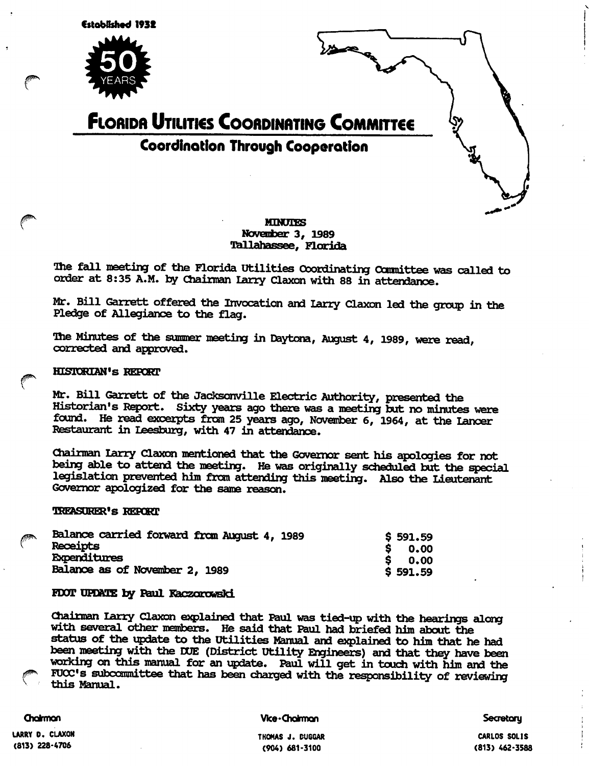Established 1932

50 YEARS

# Florida Utilities Coordinating Committee

## Coordination Through Cooperation

MINUTES
November 3, 1989
Tallahassee, Florida

The fall meeting of the Florida Utilities Coordinating Committee was called to order at 8:35 A.M. by Chairman Larry Claxon with 88 in attendance.

Mr. Bill Garrett offered the Invocation and Larry Claxon led the group in the Pledge of Allegiance to the flag.

The Minutes of the summer meeting in Daytona, August 4, 1989, were read, corrected and approved.

### HISTORIAN's REPORT

Mr. Bill Garrett of the Jacksonville Electric Authority, presented the Historian's Report. Sixty years ago there was a meeting but no minutes were found. He read excerpts from 25 years ago, November 6, 1964, at the Lancer Restaurant in Leesburg, with 47 in attendance.

Chairman Larry Claxon mentioned that the Governor sent his apologies for not being able to attend the meeting. He was originally scheduled but the special legislation prevented him from attending this meeting. Also the Lieutenant Governor apologized for the same reason.

### TREASURER's REPORT

| | |
|---|---|
| Balance carried forward from August 4, 1989 | $ 591.59 |
| Receipts | $ 0.00 |
| Expenditures | $ 0.00 |
| Balance as of November 2, 1989 | $ 591.59 |

### FDOT UPDATE by Paul Kaczorowski

Chairman Larry Claxon explained that Paul was tied-up with the hearings along with several other members. He said that Paul had briefed him about the status of the update to the Utilities Manual and explained to him that he had been meeting with the DUE (District Utility Engineers) and that they have been working on this manual for an update. Paul will get in touch with him and the FUCC's subcommittee that has been charged with the responsibility of reviewing this Manual.

| Chairman | Vice-Chairman | Secretary |
|---|---|---|
| LARRY D. CLAXON | THOMAS J. DUGGAR | CARLOS SOLIS |
| (813) 228-4706 | (904) 681-3100 | (813) 462-3588 |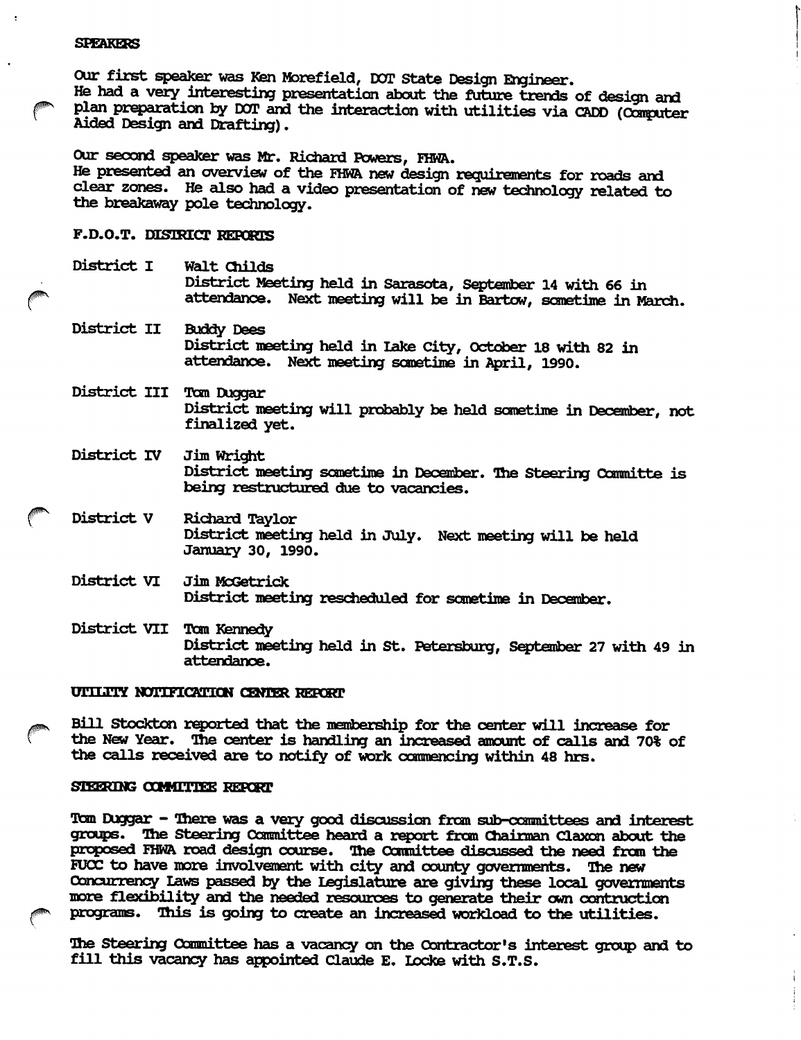## SPEAKERS

Our first speaker was Ken Morefield, DOT State Design Engineer.
He had a very interesting presentation about the future trends of design and plan preparation by DOT and the interaction with utilities via CADD (Computer Aided Design and Drafting).

Our second speaker was Mr. Richard Powers, FHWA.
He presented an overview of the FHWA new design requirements for roads and clear zones. He also had a video presentation of new technology related to the breakaway pole technology.

## F.D.O.T. DISTRICT REPORTS

District I — Walt Childs
District Meeting held in Sarasota, September 14 with 66 in attendance. Next meeting will be in Bartow, sometime in March.

District II — Buddy Dees
District meeting held in Lake City, October 18 with 82 in attendance. Next meeting sometime in April, 1990.

District III — Tom Duggar
District meeting will probably be held sometime in December, not finalized yet.

District IV — Jim Wright
District meeting sometime in December. The Steering Committe is being restructured due to vacancies.

District V — Richard Taylor
District meeting held in July. Next meeting will be held January 30, 1990.

District VI — Jim McGetrick
District meeting rescheduled for sometime in December.

District VII — Tom Kennedy
District meeting held in St. Petersburg, September 27 with 49 in attendance.

## UTILITY NOTIFICATION CENTER REPORT

Bill Stockton reported that the membership for the center will increase for the New Year. The center is handling an increased amount of calls and 70% of the calls received are to notify of work commencing within 48 hrs.

## STEERING COMMITTEE REPORT

Tom Duggar - There was a very good discussion from sub-committees and interest groups. The Steering Committee heard a report from Chairman Claxon about the proposed FHWA road design course. The Committee discussed the need from the FUCC to have more involvement with city and county governments. The new Concurrency Laws passed by the Legislature are giving these local governments more flexibility and the needed resources to generate their own contruction programs. This is going to create an increased workload to the utilities.

The Steering Committee has a vacancy on the Contractor's interest group and to fill this vacancy has appointed Claude E. Locke with S.T.S.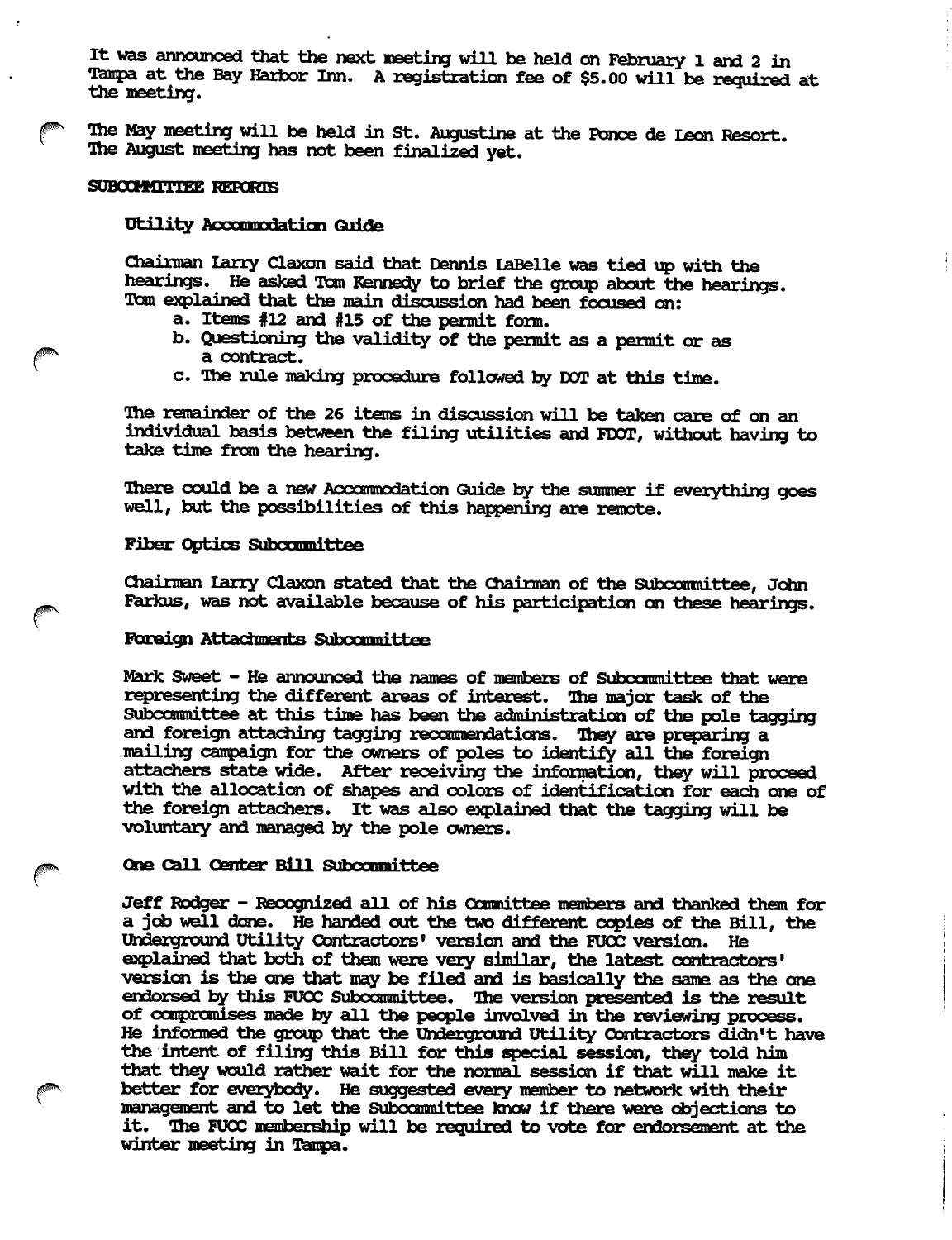It was announced that the next meeting will be held on February 1 and 2 in Tampa at the Bay Harbor Inn. A registration fee of $5.00 will be required at the meeting.

The May meeting will be held in St. Augustine at the Ponce de Leon Resort. The August meeting has not been finalized yet.

## SUBCOMMITTEE REPORTS

### Utility Accommodation Guide

Chairman Larry Claxon said that Dennis LaBelle was tied up with the hearings. He asked Tom Kennedy to brief the group about the hearings. Tom explained that the main discussion had been focused on:

a. Items #12 and #15 of the permit form.
b. Questioning the validity of the permit as a permit or as a contract.
c. The rule making procedure followed by DOT at this time.

The remainder of the 26 items in discussion will be taken care of on an individual basis between the filing utilities and FDOT, without having to take time from the hearing.

There could be a new Accommodation Guide by the summer if everything goes well, but the possibilities of this happening are remote.

### Fiber Optics Subcommittee

Chairman Larry Claxon stated that the Chairman of the Subcommittee, John Farkus, was not available because of his participation on these hearings.

### Foreign Attachments Subcommittee

Mark Sweet - He announced the names of members of Subcommittee that were representing the different areas of interest. The major task of the Subcommittee at this time has been the administration of the pole tagging and foreign attaching tagging recommendations. They are preparing a mailing campaign for the owners of poles to identify all the foreign attachers state wide. After receiving the information, they will proceed with the allocation of shapes and colors of identification for each one of the foreign attachers. It was also explained that the tagging will be voluntary and managed by the pole owners.

### One Call Center Bill Subcommittee

Jeff Rodger - Recognized all of his Committee members and thanked them for a job well done. He handed out the two different copies of the Bill, the Underground Utility Contractors' version and the FUCC version. He explained that both of them were very similar, the latest contractors' version is the one that may be filed and is basically the same as the one endorsed by this FUCC Subcommittee. The version presented is the result of compromises made by all the people involved in the reviewing process. He informed the group that the Underground Utility Contractors didn't have the intent of filing this Bill for this special session, they told him that they would rather wait for the normal session if that will make it better for everybody. He suggested every member to network with their management and to let the Subcommittee know if there were objections to it. The FUCC membership will be required to vote for endorsement at the winter meeting in Tampa.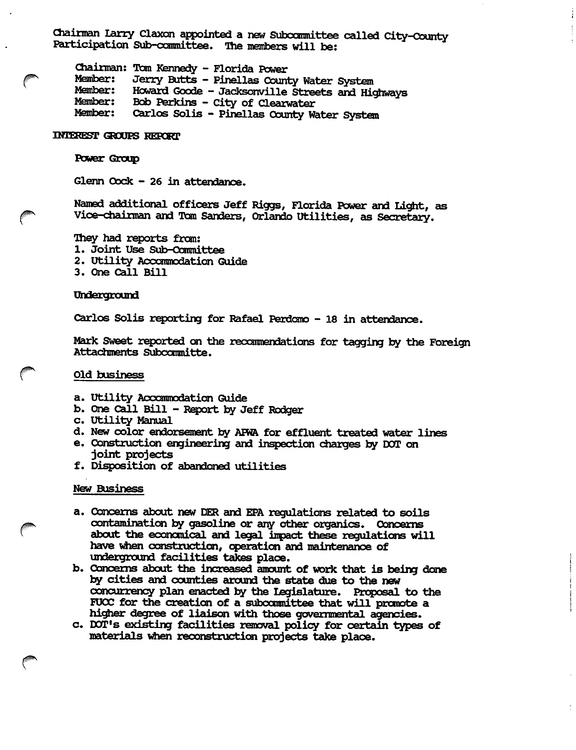Chairman Larry Claxon appointed a new Subcommittee called City-County Participation Sub-committee. The members will be:

Chairman: Tom Kennedy - Florida Power
Member: Jerry Butts - Pinellas County Water System
Member: Howard Goode - Jacksonville Streets and Highways
Member: Bob Perkins - City of Clearwater
Member: Carlos Solis - Pinellas County Water System

## INTEREST GROUPS REPORT

### Power Group

Glenn Cock - 26 in attendance.

Named additional officers Jeff Riggs, Florida Power and Light, as Vice-chairman and Tom Sanders, Orlando Utilities, as Secretary.

They had reports from:

1. Joint Use Sub-Committee
2. Utility Accommodation Guide
3. One Call Bill

### Underground

Carlos Solis reporting for Rafael Perdomo - 18 in attendance.

Mark Sweet reported on the recommendations for tagging by the Foreign Attachments Subcommitte.

Old business

a. Utility Accommodation Guide
b. One Call Bill - Report by Jeff Rodger
c. Utility Manual
d. New color endorsement by APWA for effluent treated water lines
e. Construction engineering and inspection charges by DOT on joint projects
f. Disposition of abandoned utilities

New Business

a. Concerns about new DER and EPA regulations related to soils contamination by gasoline or any other organics. Concerns about the economical and legal impact these regulations will have when construction, operation and maintenance of underground facilities takes place.
b. Concerns about the increased amount of work that is being done by cities and counties around the state due to the new concurrency plan enacted by the Legislature. Proposal to the FUCC for the creation of a subcommittee that will promote a higher degree of liaison with those governmental agencies.
c. DOT's existing facilities removal policy for certain types of materials when reconstruction projects take place.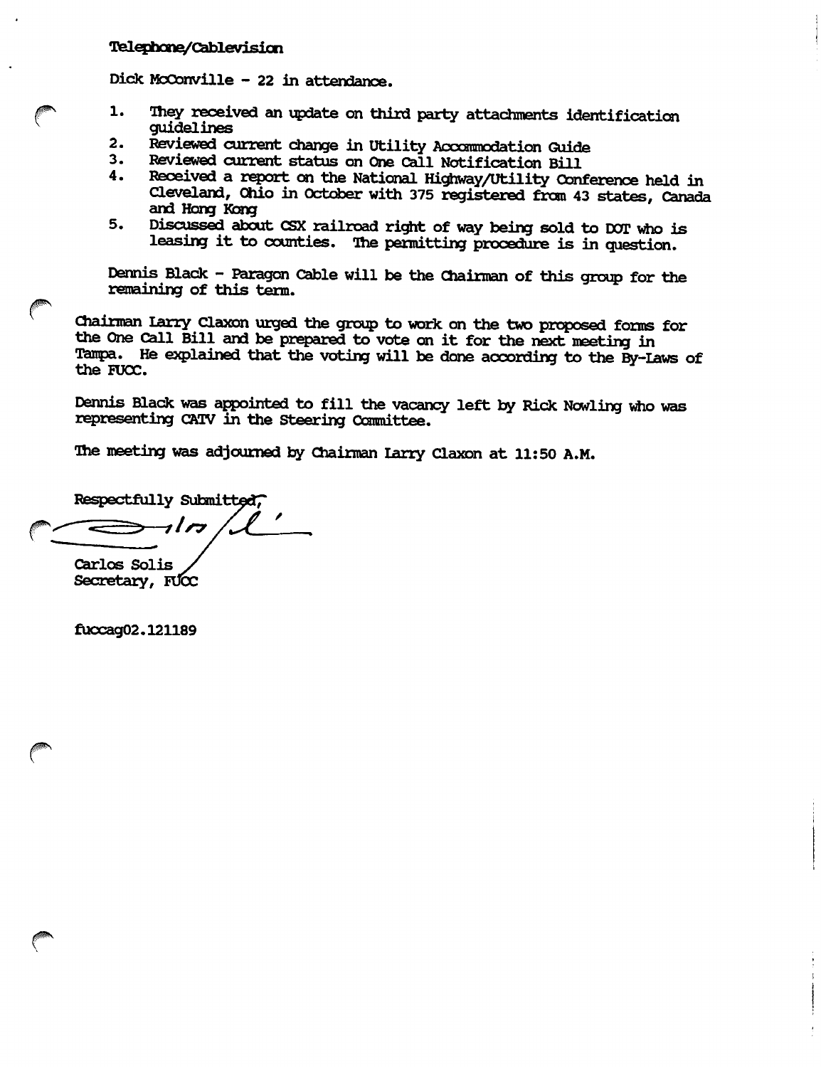**Telephone/Cablevision**

Dick McConville - 22 in attendance.

1. They received an update on third party attachments identification guidelines
2. Reviewed current change in Utility Accommodation Guide
3. Reviewed current status on One Call Notification Bill
4. Received a report on the National Highway/Utility Conference held in Cleveland, Ohio in October with 375 registered from 43 states, Canada and Hong Kong
5. Discussed about CSX railroad right of way being sold to DOT who is leasing it to counties. The permitting procedure is in question.

Dennis Black - Paragon Cable will be the Chairman of this group for the remaining of this term.

Chairman Larry Claxon urged the group to work on the two proposed forms for the One Call Bill and be prepared to vote on it for the next meeting in Tampa. He explained that the voting will be done according to the By-Laws of the FUCC.

Dennis Black was appointed to fill the vacancy left by Rick Nowling who was representing CATV in the Steering Committee.

The meeting was adjourned by Chairman Larry Claxon at 11:50 A.M.

Respectfully Submitted,

Carlos Solis
Secretary, FUCC

fuccag02.121189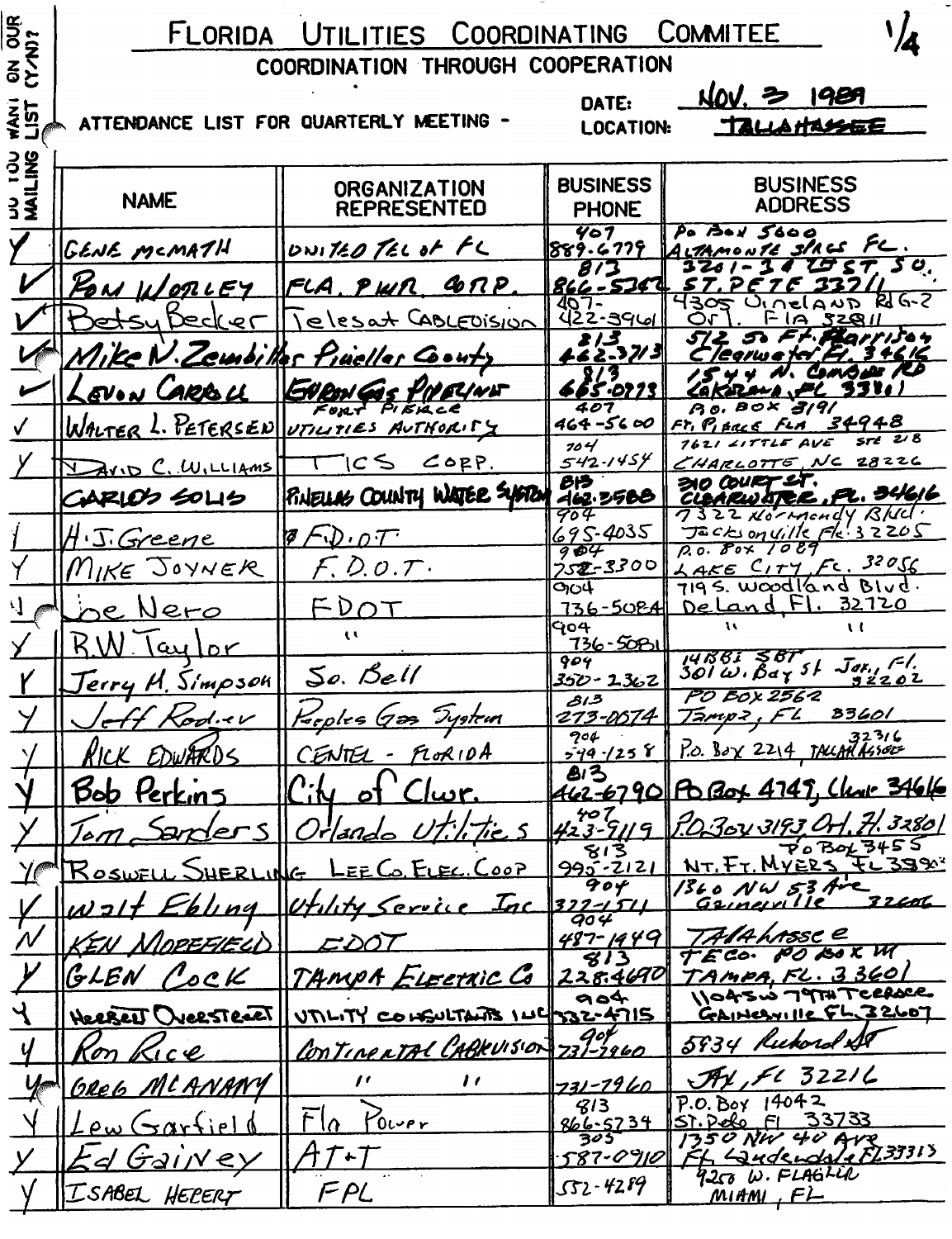# FLORIDA UTILITIES COORDINATING COMMITEE

**COORDINATION THROUGH COOPERATION**

1/4

ATTENDANCE LIST FOR QUARTERLY MEETING - DATE: NOV. 3 1989
LOCATION: TALLAHASSEE

| DO YOU WANT ON OUR MAILING LIST (Y/N)? | NAME | ORGANIZATION REPRESENTED | BUSINESS PHONE | BUSINESS ADDRESS |
|---|---|---|---|---|
| Y | GENE MCMATH | UNITED TEL of FL | 407 889-6779 | PO BOX 5000 ALTAMONTE SPGS FL. |
| ✓ | RON WORLEY | FLA. PWR. CORP. | 813 866-5362 | 3201-34 ST S. ST. PETE 33711 |
| ✓ | Betsy Becker | Telesat CABLEVISION | 407-422-3961 | 4305 Vineland Rd G-2 Orl. Fla 32811 |
| ✓ | Mike N. Zembillas | Pinellas County | 813 462-3713 | 512 So Ft. Harrison Clearwater Fl. 34616 |
| ✓ | LEVON CARROLL | ENRON GAS PIPELINE | 813 665-0973 | 1544 N. COMBEE RD LAKELAND, FL 33801 |
| ✓ | WALTER L. PETERSEN | FORT PIERCE UTILITIES AUTHORITY | 407 464-5600 | P.O. BOX 3191 FT. PIERCE FLA 34948 |
| Y | DAVID C. WILLIAMS | TICS CORP. | 704 542-1454 | 7621 LITTLE AVE STE 218 CHARLOTTE, NC 28226 |
| | CARLOS SOLIS | PINELLAS COUNTY WATER SYSTEM | 813 462-3588 | 310 COURT ST. CLEARWATER, FL. 34616 |
| 1 | H. J. Greene | F.D.O.T. | 904 695-4035 | 7322 Normandy Blvd. Jacksonville Fla. 32205 |
| Y | MIKE JOYNER | F.D.O.T. | 904 752-3300 | P.O. BOX 1089 LAKE CITY, FL. 32056 |
| 1 | Joe Nero | FDOT | 904 736-5084 | 719 S. Woodland Blvd. DeLand, Fl. 32720 |
| Y | R.W. Taylor | " | 904 736-5081 | " " |
| Y | Jerry H. Simpson | So. Bell | 904 350-2362 | 14BB1 SBT 301 W. Bay St Jax, Fl. 32202 |
| Y | Jeff Rodier | Peoples Gas System | 813 273-0074 | PO BOX 2562 Tampa, FL 33601 |
| Y | RICK EDWARDS | CENTEL - FLORIDA | 904 599-1258 | P.O. Box 2214 TALLAHASSEE 32316 |
| Y | Bob Perkins | City of Clwr. | 813 462-6790 | PO Box 4748, Clwr 34616 |
| Y | Tom Sanders | Orlando Utilities | 407 423-9119 | P.O. Box 3193 Orl. Fl. 32801 |
| Y | ROSWELL SHERLING | LEE CO. ELEC. COOP | 813 995-2121 | PO BOX 3455 NT. FT. MYERS FL 33903 |
| Y | Walt Ebling | Utility Service Inc | 904 372-1511 | 1360 NW 53 Ave Gainesville 32606 |
| N | KEN MOREFIELD | FDOT | 904 487-1449 | TALLAHASSEE |
| Y | GLEN COCK | TAMPA ELECTRIC Co | 813 228-4690 | TECO. PO BOX 111 TAMPA, FL. 33601 |
| Y | HERBERT OVERSTREET | UTILITY CONSULTANTS INC | 904 332-4715 | 11045W 79TH TERRACE GAINESVILLE FL 32607 |
| Y | Ron Rice | CONTINENTAL CABLEVISION | 904 731-7960 | 5934 Richard St |
| Y | GREG MCANANY | " " | 731-7960 | JAX, FL 32216 |
| Y | Lew Garfield | Fla Power | 813 866-5734 | P.O. Box 14042 St. Pete Fl 33733 |
| Y | Ed Gainey | AT&T | 305 587-0910 | 1350 NW 40 Ave Ft. Lauderdale FL 33313 |
| Y | ISABEL HEBERT | FPL | 552-4289 | 9250 W. FLAGLER MIAMI, FL |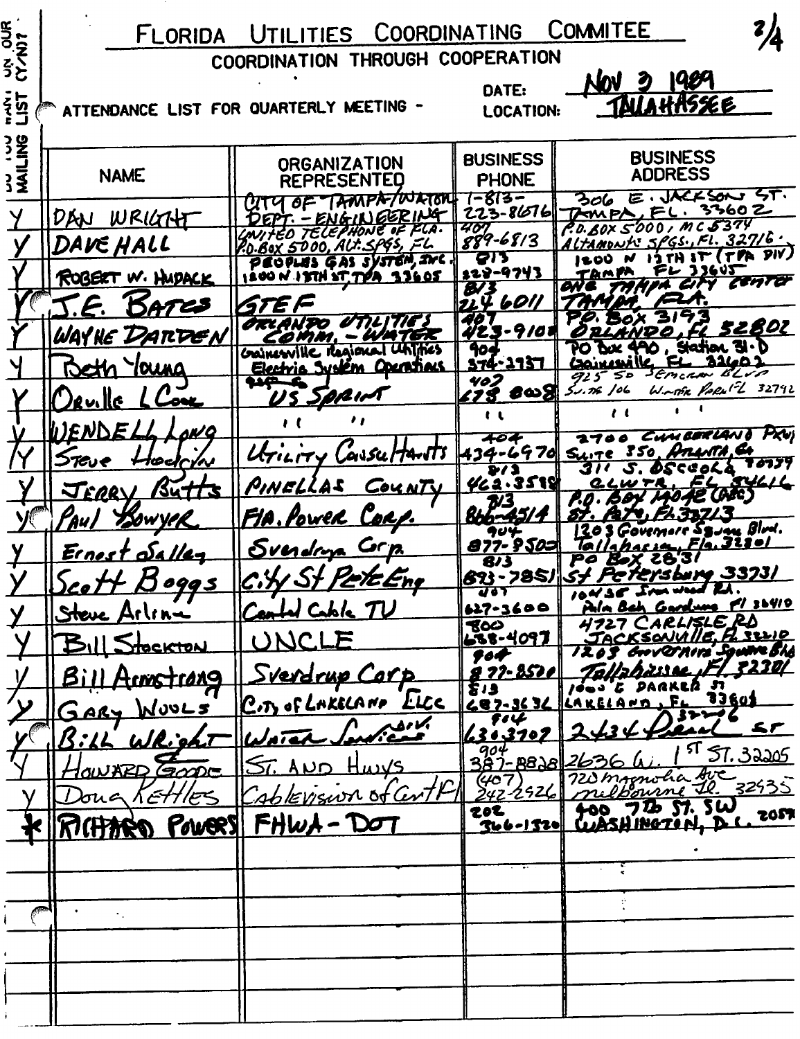# FLORIDA UTILITIES COORDINATING COMMITEE

## COORDINATION THROUGH COOPERATION

ATTENDANCE LIST FOR QUARTERLY MEETING -

DATE: NOV 3 1989

LOCATION: TALLAHASSEE

| DO YOU WANT ON OUR MAILING LIST (Y/N)? | NAME | ORGANIZATION REPRESENTED | BUSINESS PHONE | BUSINESS ADDRESS |
|---|---|---|---|---|
| Y | DAN WRIGHT | CITY OF TAMPA/WATER DEPT. - ENGINEERING | 1-813-223-8676 | 306 E. JACKSON ST. TAMPA, FL. 33602 |
| Y | DAVE HALL | UNITED TELEPHONE OF FLA. P.O. BOX 5000, ALT. SPGS, FL | 407 889-6813 | P.O. BOX 5000, MC 5374 ALTAMONTE SPGS., FL. 32716. |
| Y | ROBERT W. HUDACK | PEOPLES GAS SYSTEM, INC. 1200 N 12TH ST, TPA 33605 | 813 228-9743 | 1200 N 12TH ST (TPA DIV) TAMPA FL 33605 |
| Y | J.E. BATES | GTEF | 813 224 6011 | ONE TAMPA CITY CENTER TAMPA, FLA. |
| Y | WAYNE DARDEN | ORLANDO UTILITIES COMM. - WATER | 407 423-9108 | P.O. BOX 3193 ORLANDO, FL 32802 |
| Y | Beth Young | Gainesville Regional Utilities Electric System Operations | 904 374-2937 | PO Box 490, Station 31-D Gainesville, FL 32602 |
| Y | Orville L Cook | US SPRINT | 407 678 8008 | 925 So Semoran Blvd Suite 106 Winter Park FL 32792 |
| Y | WENDELL Long | " " | " | " " |
| Y | Steve Hodgkin | Utility Consultants | 404 434-6970 | 2700 Cumberland Pkwy Suite 350, Atlanta, GA |
| Y | JERRY Butts | PINELLAS COUNTY | 813 462-3588 | 311 S. OSCEOLA 30339 CLWTR, FL 34616 |
| Y | Paul Sowyer | Fla. Power Corp. | 813 866-4514 | P.O. BOX 14042 (AC2) St. Pete, FL 33713 |
| Y | Ernest Salley | Sverdrup Corp. | 904 877-8500 | 1203 Governors Square Blvd. Tallahassee, Fla. 32301 |
| Y | Scott Boggs | City St Pete Eng | 813 893-7851 | PO Box 2831 St Petersburg 33731 |
| Y | Steve Arline | Central Cable TV | 407 627-3600 | 10436 Ironwood Rd. Palm Bch Gardens Fl 33410 |
| Y | Bill Stockton | UNCLE | 800 638-4097 | 4727 CARLISLE RD JACKSONVILLE, FL 32210 |
| Y | Bill Armstrong | Sverdrup Corp | 904 877-8500 | 1203 Governors Square Blvd Tallahassee, Fl 32301 |
| Y | GARY WOOLS | City of LAKELAND ELEC | 813 687-3636 | 1000 E PARKER ST LAKELAND, FL 33801 |
| Y | Bill Wright | Water Services DIV. | 904 630-3709 | 2434 Pearl ST 32206 |
| Y | HOWARD GOODE | ST. AND HWYS | 904 387-8828 | 2636 W. 1ST ST. 32205 |
| Y | Doug Kettles | Cablevision of Cent Fl | (407) 242-2526 | 720 Magnolia Ave Melbourne Fl. 32935 |
| * | RICHARD POWERS | FHWA - DOT | 202 366-1520 | 400 7th ST. SW WASHINGTON, D.C. 20590 |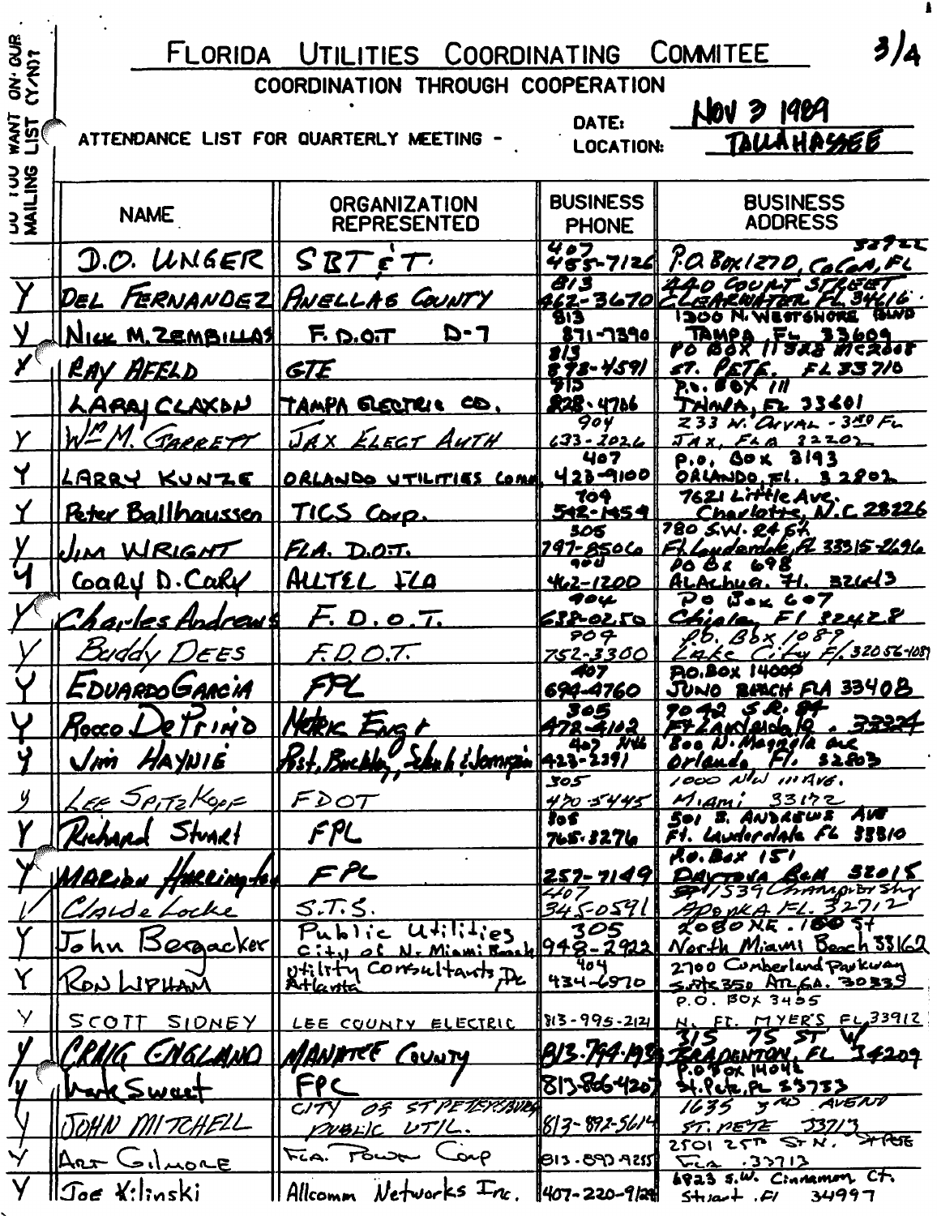# FLORIDA UTILITIES COORDINATING COMMITEE

## COORDINATION THROUGH COOPERATION

ATTENDANCE LIST FOR QUARTERLY MEETING -

DATE: NOV 3 1989

LOCATION: TALLAHASSEE

| DO YOU WANT ON OUR MAILING LIST (Y/N)? | NAME | ORGANIZATION REPRESENTED | BUSINESS PHONE | BUSINESS ADDRESS |
|---|---|---|---|---|
| | D.O. UNGER | SBT&T | 407 455-7126 | P.O. Box 1270, Cocoa, FL 32922 |
| Y | DEL FERNANDEZ | PINELLAS COUNTY | 813 462-3670 | 440 COURT STREET CLEARWATER FL 34616 |
| Y | NICK M. ZEMBILLAS | F.D.O.T D-7 | 813 871-7390 | 1300 N. WESTSHORE BLVD TAMPA FL 33609 |
| Y | RAY AFELD | GTE | 813 898-4591 | PO BOX 11328 MC2008 ST. PETE. FL 33710 |
| | LARRY CLAXON | TAMPA ELECTRIC CO. | 813 228-4766 | P.O. BOX 111 TAMPA, FL 33601 |
| Y | WM M. GARRETT | JAX ELECT AUTH | 904 633-2026 | 233 W. DUVAL - 3RD FL JAX, FLA 32202 |
| Y | LARRY KUNZE | ORLANDO UTILITIES COMM | 407 423-9100 | P.O. BOX 3193 ORLANDO, FL. 32802 |
| Y | Peter Ballhaussen | TICS Corp. | 704 542-1454 | 7621 Little Ave. Charlotte, N.C. 28226 |
| Y | JIM WRIGHT | FLA. D.O.T. | 305 797-8506 | 780 S.W. 24 St. Ft Lauderdale, FL 33315-2696 |
| Y | Gary D. Cody | ALLTEL FLA | 904 462-1200 | PO Bx 698 ALAchua, Fl. 32613 |
| Y | Charles Andrews | F.D.O.T. | 904 638-0250 | PO Box 607 Chipley, Fl 32428 |
| Y | Buddy DEES | F.D.O.T. | 904 752-3300 | P.O. Box 1089 Lake City Fl 32056-1089 |
| Y | EDUARDO GARCIA | FPL | 407 694-4760 | P.O. BOX 14000 JUNO BEACH FLA 33408 |
| Y | Rocco DePrimo | Hatric Engr | 305 473-4102 | 7042 S.R. 84 Ft Lauderdale. 33324 |
| Y | Jim HAYNIE | Post, Buckley, Schuh & Jernigan | 407 423-7391 | 800 N. Magnolia ave Orlando, Fl. 32803 |
| Y | LEE SPITZKOPF | FDOT | 305 470-5445 | 1000 NW 111 AVE. Miami 33172 |
| Y | Richard Stuart | FPL | 305 765-3276 | 501 S. ANDREWS AVE Ft. Lauderdale FL 33310 |
| Y | MARION HARRINGTON | FPL | 257-7149 | P.O. Box 151 DAYTONA BCH 32015 |
| / | Claude Locke | S.T.S. | 407 345-0591 | 1539 Champion Way Apopka FL. 32712 |
| Y | John Bergacker | Public Utilities City of N. Miami Beach | 305 948-2922 | 2080 NE. 160 St North Miami Beach 33162 |
| Y | RON LIPHAM | Utility Consultants, Inc. Atlanta | 404 434-6970 | 2700 Cumberland Parkway Suite 350 ATL GA. 30339 |
| Y | SCOTT SIDNEY | LEE COUNTY ELECTRIC | 813-995-2121 | P.O. BOX 3455 N. FT. MYERS FL 33912 |
| Y | CRAIG ENGLAND | MANATEE COUNTY | 813-749-1993 | 315 75 ST W BRADENTON, FL 34209 |
| Y | Mark Sweet | FPC | 813-866-4207 | P.O. Box 14042 St. Pete, FL 33733 |
| Y | JOHN MITCHELL | CITY OF ST PETERSBURG PUBLIC UTIL. | 813-892-5614 | 1635 3RD AVE N ST. PETE 33713 |
| Y | Art Gilmore | Fla. Power Corp | 813-893-9255 | 2501 25th St N. St Pete Fla 33713 |
| Y | Joe Kilinski | Allcomm Networks Inc. | 407-220-9128 | 6823 S.W. Cinnamon Ct. Stuart, Fl 34997 |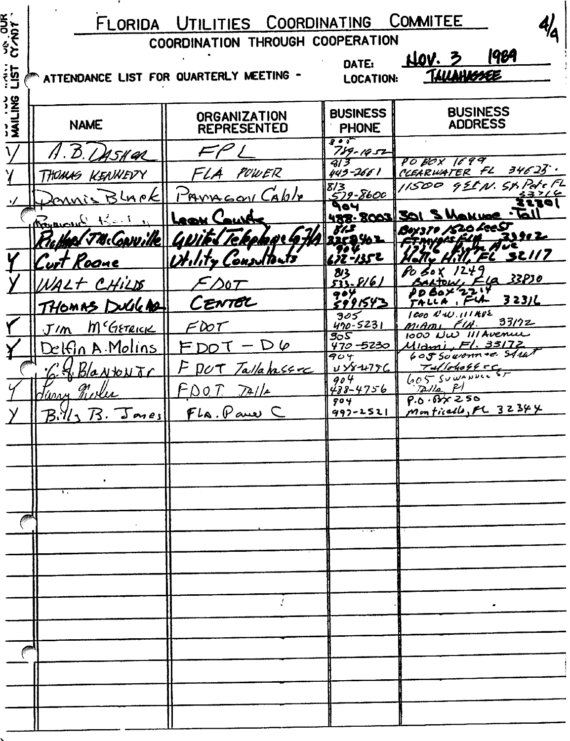# FLORIDA UTILITIES COORDINATING COMMITEE

4/4

COORDINATION THROUGH COOPERATION

ATTENDANCE LIST FOR QUARTERLY MEETING -

DATE: NOV. 3 1989

LOCATION: TALLAHASSEE

| MAILING LIST | NAME | ORGANIZATION REPRESENTED | BUSINESS PHONE | BUSINESS ADDRESS |
|---|---|---|---|---|
| ✓ | A.B. Dasher | FPL | 305 739-1952 | |
| Y | THOMAS KENNEDY | FLA POWER | 813 443-2661 | PO BOX 1699 CLEARWATER FL 34623 |
| ✓ | Dennis Black | Paragon Cable | 813 579-8600 | 11500 9th N. St Pete FL 33716 |
| | Raymond K... | Leon County | 904 488-8003 | 301 S Monroe Tall 32301 |
| | Richard J McConville | United Telephone Co Fla | 813 332-8402 | Box 370 1520 Lee St Ft Myers Fla 33902 |
| Y | Curt Roane | Utility Consultants | 904 672-1352 | 1776 ... Ave Holly Hill, FL 32117 |
| Y | WALT CHILDS | FDOT | 813 533-8161 | PO BOX 1249 BARTOW, Fla 33830 |
| | THOMAS DUGGAR | CENTEL | 904 599-1543 | PO BOX 2214 TALLA, FLA 32316 |
| Y | JIM McGETRICK | FDOT | 305 470-5231 | 1000 N.W. 111 AVE MIAMI FLA 33172 |
| Y | Delfin A. Molins | FDOT - D6 | 305 470-5230 | 1000 NW 111 Avenue Miami, Fl. 33172 |
| | C. J. Blanton Jr | FDOT Tallahassee | 904 488-4756 | 605 Suwannee Street Tallahassee |
| Y | Larry Ritchie | F.D.O.T. Talla | 904 488-4756 | 605 SUWANNEE ST Talla FL |
| Y | Billy B. Jones | FLA. Power C | 904 997-2521 | P.O. BOX 250 Monticello, FL 32344 |